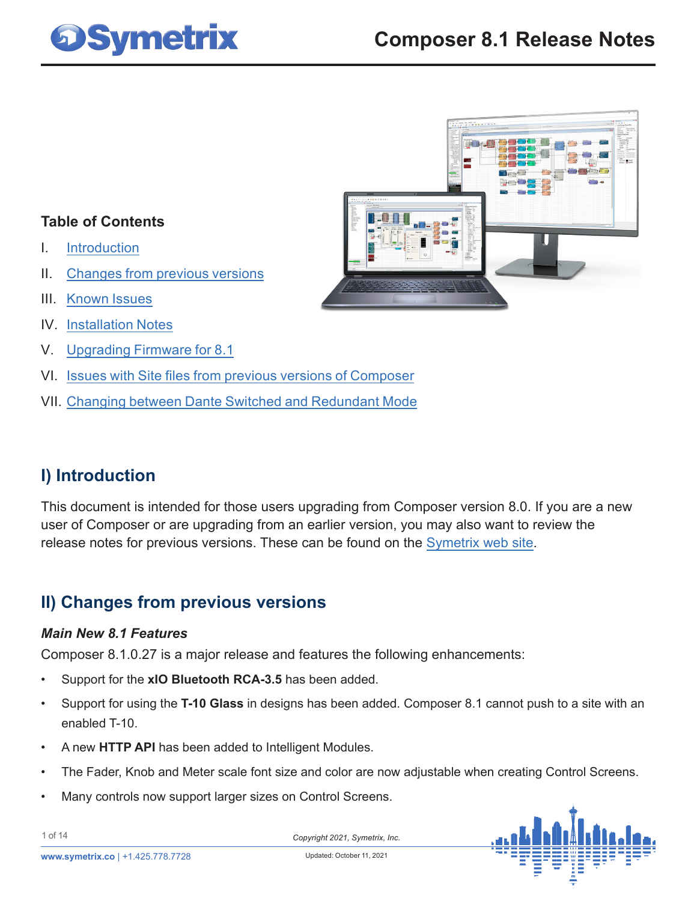# Composer 8.1 Release Notes

### Table of Contents

I. Introduction

II. Changes from previous versions

III. Known Issues

IV. Installation Notes

V. Upgrading Firmware for 8.1

VI. Issues with Site files from previous versions of Composer

VII. Changing between Dante Switched and Redundant Mode

## I) Introduction

This document is intended for those users upgrading from Composer version 8.0. If you are a new user of Composer or are upgrading from an earlier version, you may also want to review the release notes for previous versions. These can be found on the Symetrix web site.

## II) Changes from previous versions

### *Main New 8.1 Features*

Composer 8.1.0.27 is a major release and features the following enhancements:

- Support for the **xIO Bluetooth RCA-3.5** has been added.
- Support for using the **T-10 Glass** in designs has been added. Composer 8.1 cannot push to a site with an enabled T-10.
- A new **HTTP API** has been added to Intelligent Modules.
- The Fader, Knob and Meter scale font size and color are now adjustable when creating Control Screens.
- Many controls now support larger sizes on Control Screens.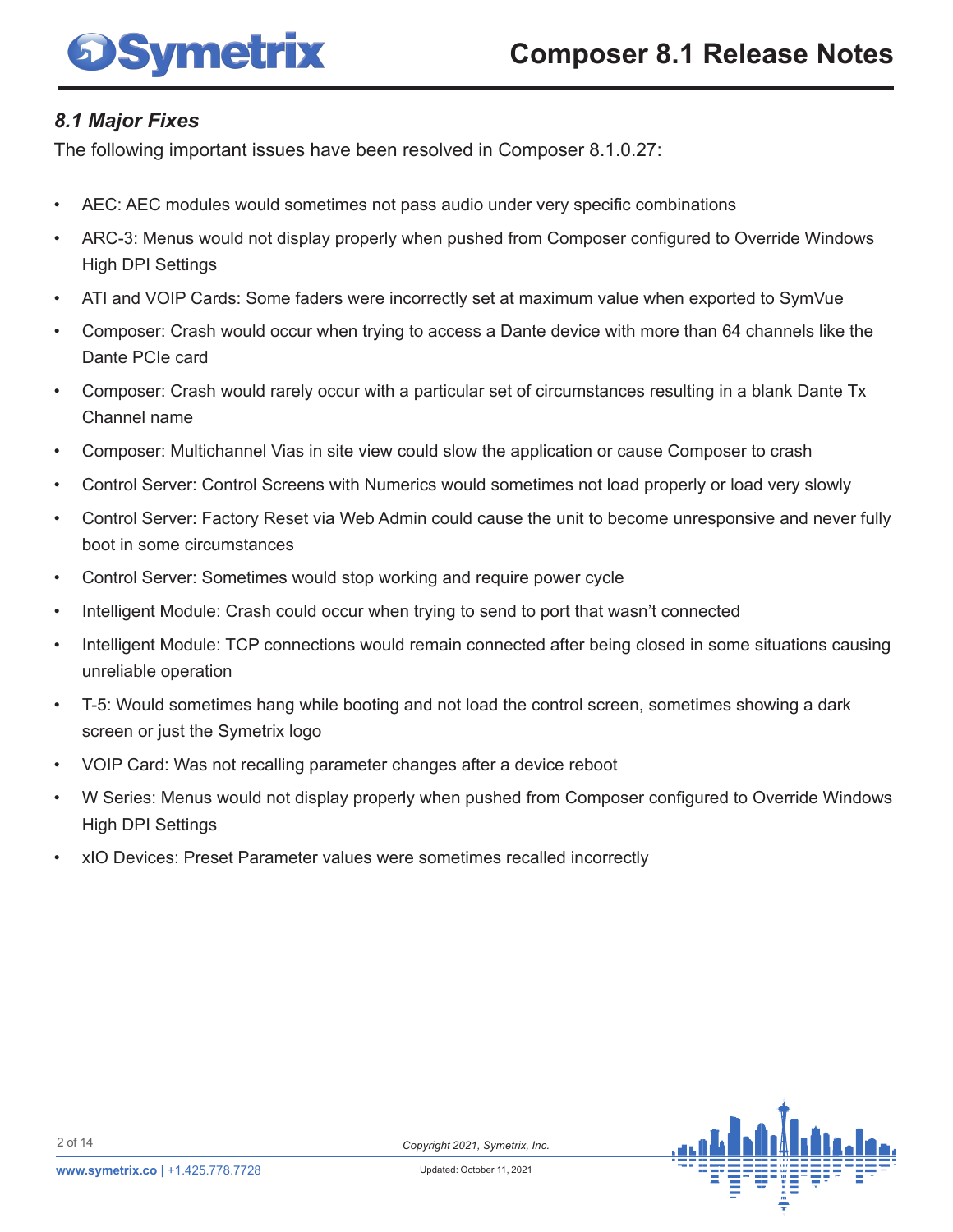### *8.1 Major Fixes*

The following important issues have been resolved in Composer 8.1.0.27:

- AEC: AEC modules would sometimes not pass audio under very specific combinations
- ARC-3: Menus would not display properly when pushed from Composer configured to Override Windows High DPI Settings
- ATI and VOIP Cards: Some faders were incorrectly set at maximum value when exported to SymVue
- Composer: Crash would occur when trying to access a Dante device with more than 64 channels like the Dante PCIe card
- Composer: Crash would rarely occur with a particular set of circumstances resulting in a blank Dante Tx Channel name
- Composer: Multichannel Vias in site view could slow the application or cause Composer to crash
- Control Server: Control Screens with Numerics would sometimes not load properly or load very slowly
- Control Server: Factory Reset via Web Admin could cause the unit to become unresponsive and never fully boot in some circumstances
- Control Server: Sometimes would stop working and require power cycle
- Intelligent Module: Crash could occur when trying to send to port that wasn't connected
- Intelligent Module: TCP connections would remain connected after being closed in some situations causing unreliable operation
- T-5: Would sometimes hang while booting and not load the control screen, sometimes showing a dark screen or just the Symetrix logo
- VOIP Card: Was not recalling parameter changes after a device reboot
- W Series: Menus would not display properly when pushed from Composer configured to Override Windows High DPI Settings
- xIO Devices: Preset Parameter values were sometimes recalled incorrectly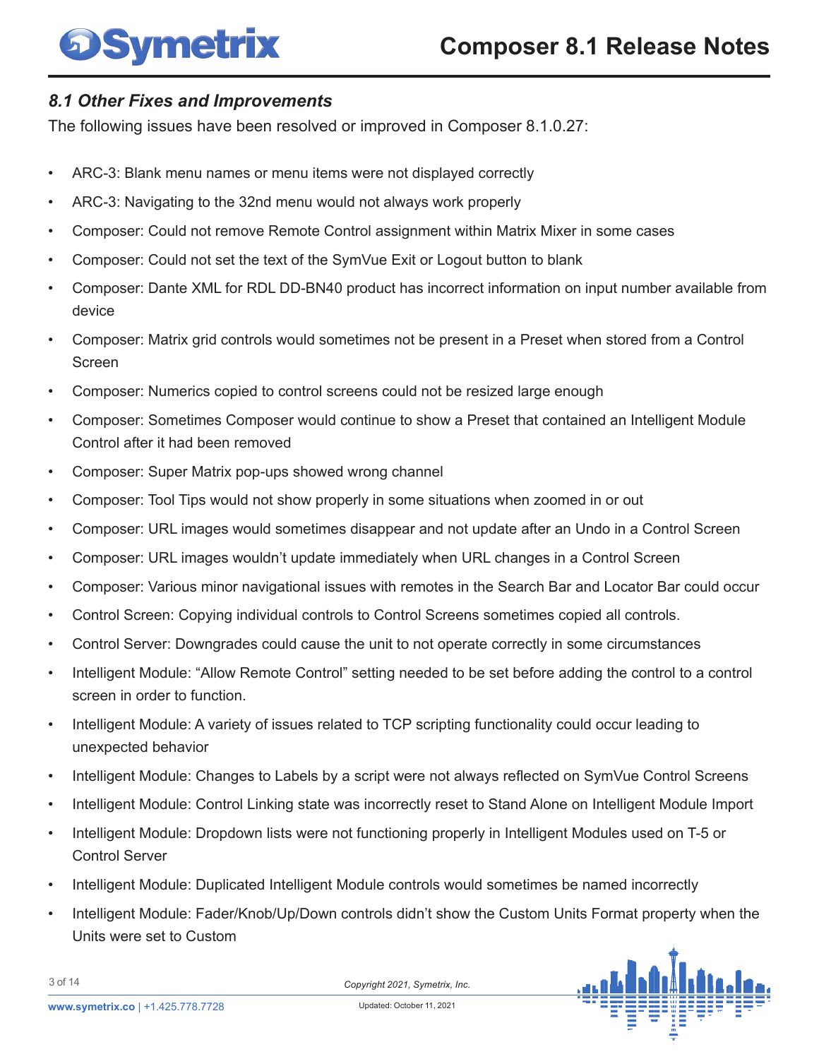### *8.1 Other Fixes and Improvements*

The following issues have been resolved or improved in Composer 8.1.0.27:

- ARC-3: Blank menu names or menu items were not displayed correctly
- ARC-3: Navigating to the 32nd menu would not always work properly
- Composer: Could not remove Remote Control assignment within Matrix Mixer in some cases
- Composer: Could not set the text of the SymVue Exit or Logout button to blank
- Composer: Dante XML for RDL DD-BN40 product has incorrect information on input number available from device
- Composer: Matrix grid controls would sometimes not be present in a Preset when stored from a Control Screen
- Composer: Numerics copied to control screens could not be resized large enough
- Composer: Sometimes Composer would continue to show a Preset that contained an Intelligent Module Control after it had been removed
- Composer: Super Matrix pop-ups showed wrong channel
- Composer: Tool Tips would not show properly in some situations when zoomed in or out
- Composer: URL images would sometimes disappear and not update after an Undo in a Control Screen
- Composer: URL images wouldn't update immediately when URL changes in a Control Screen
- Composer: Various minor navigational issues with remotes in the Search Bar and Locator Bar could occur
- Control Screen: Copying individual controls to Control Screens sometimes copied all controls.
- Control Server: Downgrades could cause the unit to not operate correctly in some circumstances
- Intelligent Module: "Allow Remote Control" setting needed to be set before adding the control to a control screen in order to function.
- Intelligent Module: A variety of issues related to TCP scripting functionality could occur leading to unexpected behavior
- Intelligent Module: Changes to Labels by a script were not always reflected on SymVue Control Screens
- Intelligent Module: Control Linking state was incorrectly reset to Stand Alone on Intelligent Module Import
- Intelligent Module: Dropdown lists were not functioning properly in Intelligent Modules used on T-5 or Control Server
- Intelligent Module: Duplicated Intelligent Module controls would sometimes be named incorrectly
- Intelligent Module: Fader/Knob/Up/Down controls didn't show the Custom Units Format property when the Units were set to Custom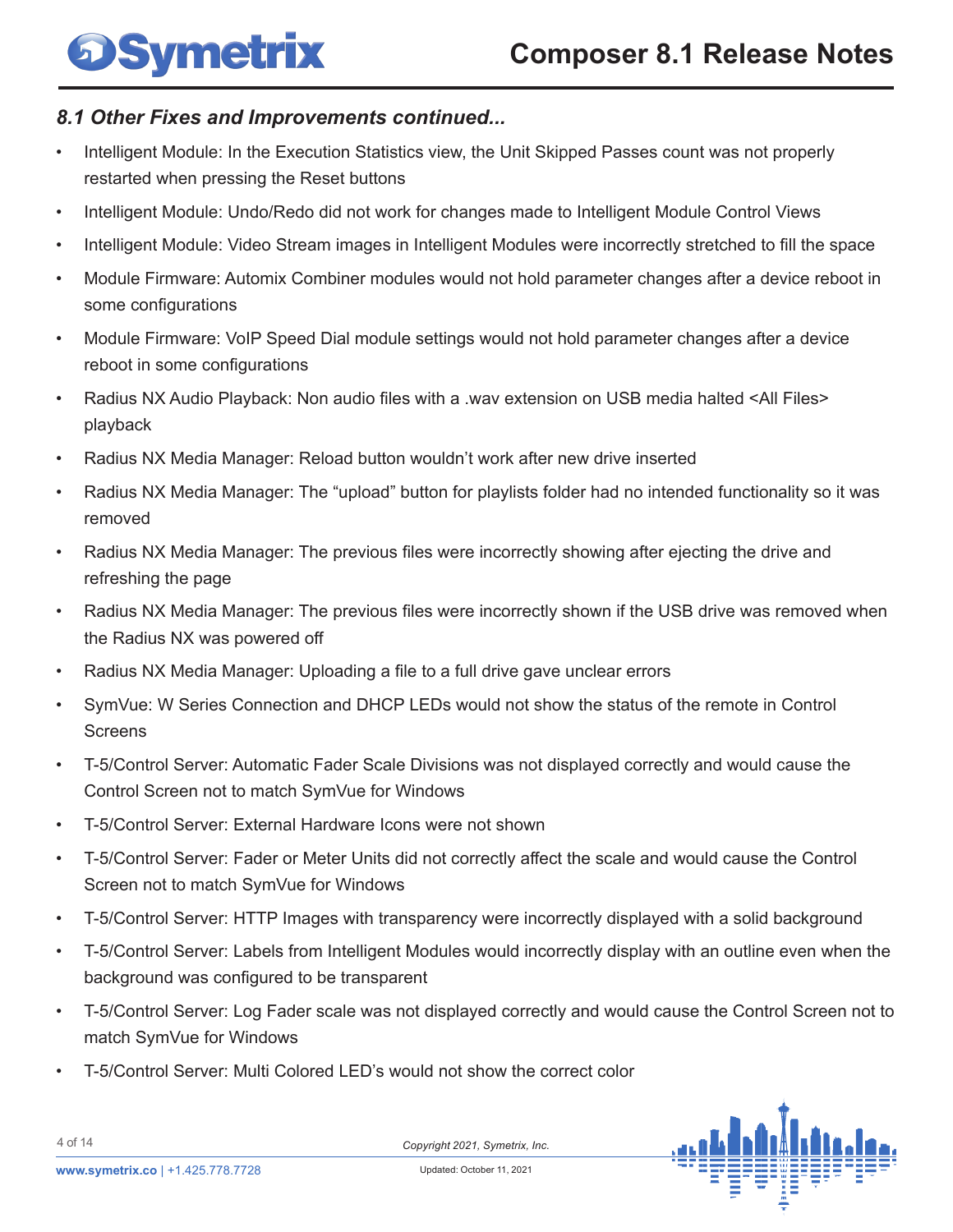### *8.1 Other Fixes and Improvements continued...*

- Intelligent Module: In the Execution Statistics view, the Unit Skipped Passes count was not properly restarted when pressing the Reset buttons
- Intelligent Module: Undo/Redo did not work for changes made to Intelligent Module Control Views
- Intelligent Module: Video Stream images in Intelligent Modules were incorrectly stretched to fill the space
- Module Firmware: Automix Combiner modules would not hold parameter changes after a device reboot in some configurations
- Module Firmware: VoIP Speed Dial module settings would not hold parameter changes after a device reboot in some configurations
- Radius NX Audio Playback: Non audio files with a .wav extension on USB media halted <All Files> playback
- Radius NX Media Manager: Reload button wouldn't work after new drive inserted
- Radius NX Media Manager: The "upload" button for playlists folder had no intended functionality so it was removed
- Radius NX Media Manager: The previous files were incorrectly showing after ejecting the drive and refreshing the page
- Radius NX Media Manager: The previous files were incorrectly shown if the USB drive was removed when the Radius NX was powered off
- Radius NX Media Manager: Uploading a file to a full drive gave unclear errors
- SymVue: W Series Connection and DHCP LEDs would not show the status of the remote in Control Screens
- T-5/Control Server: Automatic Fader Scale Divisions was not displayed correctly and would cause the Control Screen not to match SymVue for Windows
- T-5/Control Server: External Hardware Icons were not shown
- T-5/Control Server: Fader or Meter Units did not correctly affect the scale and would cause the Control Screen not to match SymVue for Windows
- T-5/Control Server: HTTP Images with transparency were incorrectly displayed with a solid background
- T-5/Control Server: Labels from Intelligent Modules would incorrectly display with an outline even when the background was configured to be transparent
- T-5/Control Server: Log Fader scale was not displayed correctly and would cause the Control Screen not to match SymVue for Windows
- T-5/Control Server: Multi Colored LED's would not show the correct color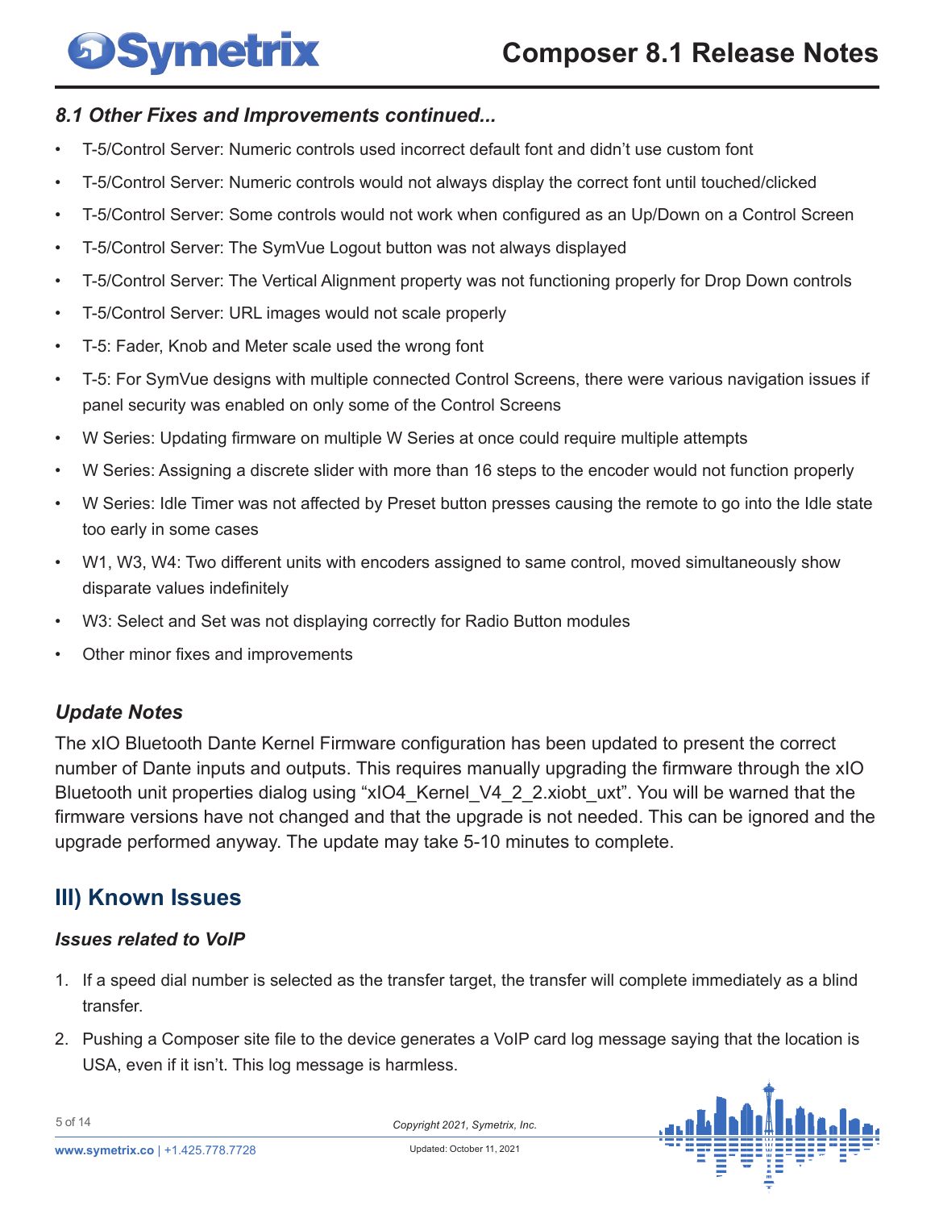### *8.1 Other Fixes and Improvements continued...*

- T-5/Control Server: Numeric controls used incorrect default font and didn't use custom font
- T-5/Control Server: Numeric controls would not always display the correct font until touched/clicked
- T-5/Control Server: Some controls would not work when configured as an Up/Down on a Control Screen
- T-5/Control Server: The SymVue Logout button was not always displayed
- T-5/Control Server: The Vertical Alignment property was not functioning properly for Drop Down controls
- T-5/Control Server: URL images would not scale properly
- T-5: Fader, Knob and Meter scale used the wrong font
- T-5: For SymVue designs with multiple connected Control Screens, there were various navigation issues if panel security was enabled on only some of the Control Screens
- W Series: Updating firmware on multiple W Series at once could require multiple attempts
- W Series: Assigning a discrete slider with more than 16 steps to the encoder would not function properly
- W Series: Idle Timer was not affected by Preset button presses causing the remote to go into the Idle state too early in some cases
- W1, W3, W4: Two different units with encoders assigned to same control, moved simultaneously show disparate values indefinitely
- W3: Select and Set was not displaying correctly for Radio Button modules
- Other minor fixes and improvements

### *Update Notes*

The xIO Bluetooth Dante Kernel Firmware configuration has been updated to present the correct number of Dante inputs and outputs. This requires manually upgrading the firmware through the xIO Bluetooth unit properties dialog using "xIO4_Kernel_V4_2_2.xiobt_uxt". You will be warned that the firmware versions have not changed and that the upgrade is not needed. This can be ignored and the upgrade performed anyway. The update may take 5-10 minutes to complete.

## III) Known Issues

### *Issues related to VoIP*

1. If a speed dial number is selected as the transfer target, the transfer will complete immediately as a blind transfer.
2. Pushing a Composer site file to the device generates a VoIP card log message saying that the location is USA, even if it isn't. This log message is harmless.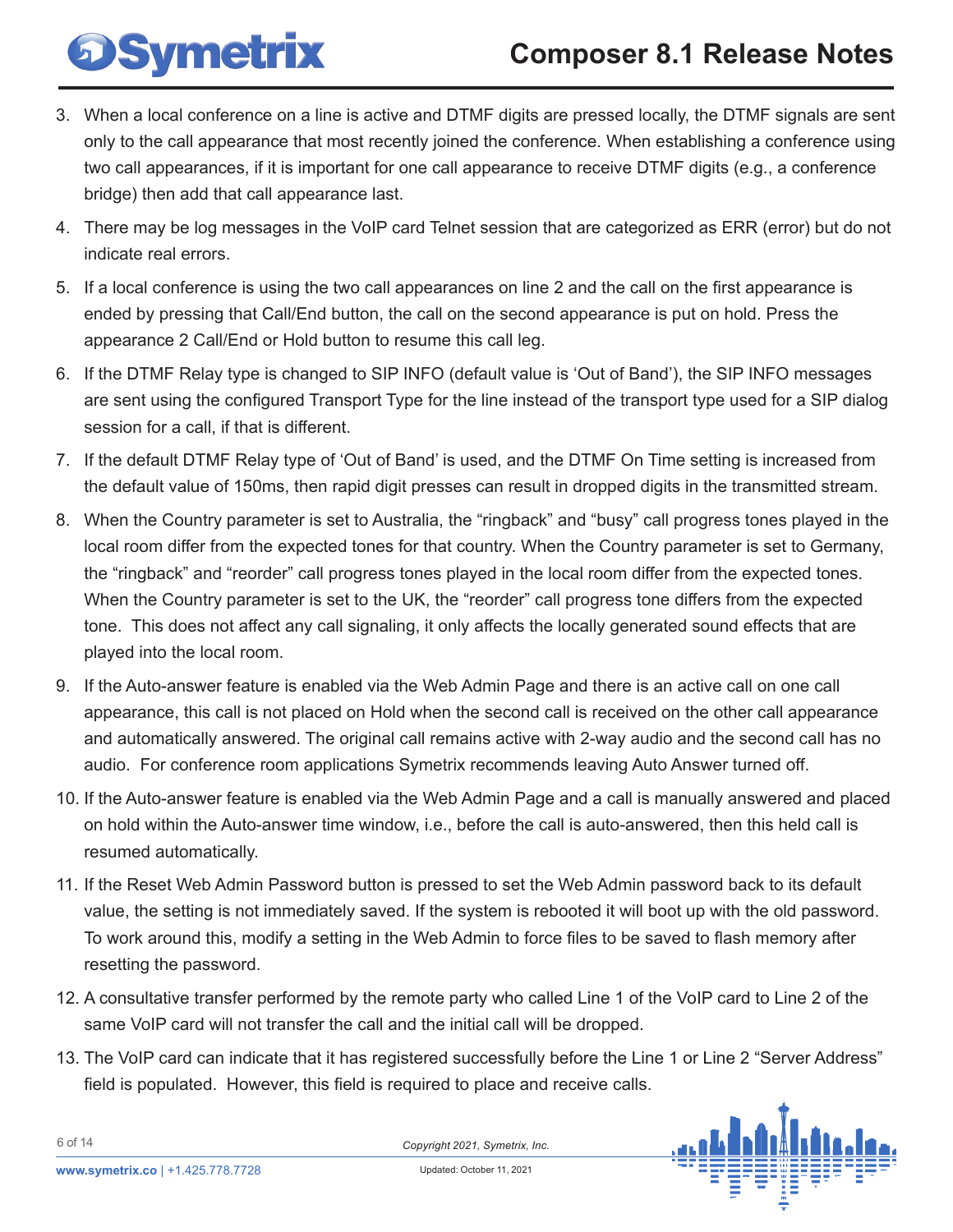3. When a local conference on a line is active and DTMF digits are pressed locally, the DTMF signals are sent only to the call appearance that most recently joined the conference. When establishing a conference using two call appearances, if it is important for one call appearance to receive DTMF digits (e.g., a conference bridge) then add that call appearance last.
4. There may be log messages in the VoIP card Telnet session that are categorized as ERR (error) but do not indicate real errors.
5. If a local conference is using the two call appearances on line 2 and the call on the first appearance is ended by pressing that Call/End button, the call on the second appearance is put on hold. Press the appearance 2 Call/End or Hold button to resume this call leg.
6. If the DTMF Relay type is changed to SIP INFO (default value is 'Out of Band'), the SIP INFO messages are sent using the configured Transport Type for the line instead of the transport type used for a SIP dialog session for a call, if that is different.
7. If the default DTMF Relay type of 'Out of Band' is used, and the DTMF On Time setting is increased from the default value of 150ms, then rapid digit presses can result in dropped digits in the transmitted stream.
8. When the Country parameter is set to Australia, the "ringback" and "busy" call progress tones played in the local room differ from the expected tones for that country. When the Country parameter is set to Germany, the "ringback" and "reorder" call progress tones played in the local room differ from the expected tones. When the Country parameter is set to the UK, the "reorder" call progress tone differs from the expected tone. This does not affect any call signaling, it only affects the locally generated sound effects that are played into the local room.
9. If the Auto-answer feature is enabled via the Web Admin Page and there is an active call on one call appearance, this call is not placed on Hold when the second call is received on the other call appearance and automatically answered. The original call remains active with 2-way audio and the second call has no audio. For conference room applications Symetrix recommends leaving Auto Answer turned off.
10. If the Auto-answer feature is enabled via the Web Admin Page and a call is manually answered and placed on hold within the Auto-answer time window, i.e., before the call is auto-answered, then this held call is resumed automatically.
11. If the Reset Web Admin Password button is pressed to set the Web Admin password back to its default value, the setting is not immediately saved. If the system is rebooted it will boot up with the old password. To work around this, modify a setting in the Web Admin to force files to be saved to flash memory after resetting the password.
12. A consultative transfer performed by the remote party who called Line 1 of the VoIP card to Line 2 of the same VoIP card will not transfer the call and the initial call will be dropped.
13. The VoIP card can indicate that it has registered successfully before the Line 1 or Line 2 "Server Address" field is populated. However, this field is required to place and receive calls.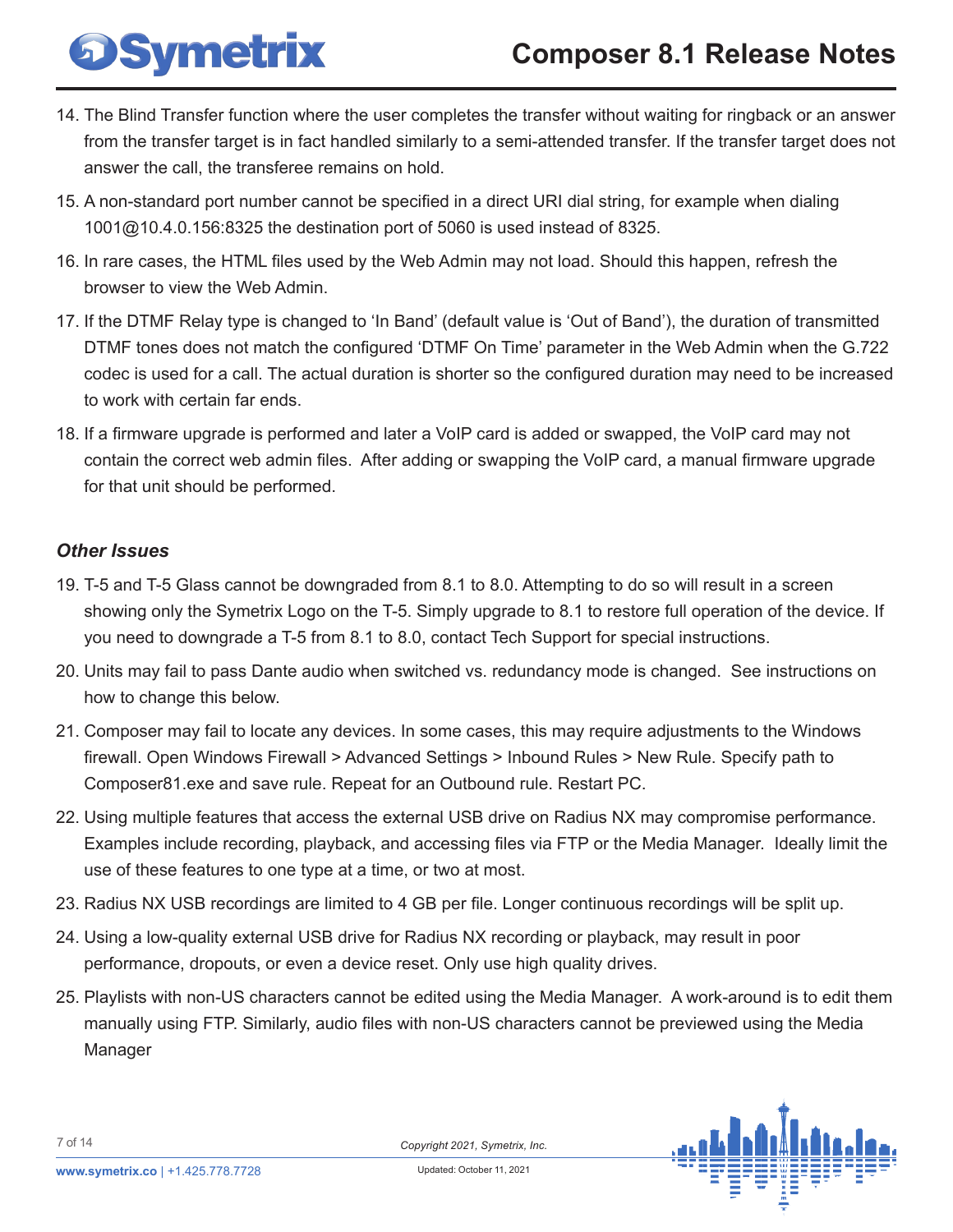14. The Blind Transfer function where the user completes the transfer without waiting for ringback or an answer from the transfer target is in fact handled similarly to a semi-attended transfer. If the transfer target does not answer the call, the transferee remains on hold.
15. A non-standard port number cannot be specified in a direct URI dial string, for example when dialing 1001@10.4.0.156:8325 the destination port of 5060 is used instead of 8325.
16. In rare cases, the HTML files used by the Web Admin may not load. Should this happen, refresh the browser to view the Web Admin.
17. If the DTMF Relay type is changed to 'In Band' (default value is 'Out of Band'), the duration of transmitted DTMF tones does not match the configured 'DTMF On Time' parameter in the Web Admin when the G.722 codec is used for a call. The actual duration is shorter so the configured duration may need to be increased to work with certain far ends.
18. If a firmware upgrade is performed and later a VoIP card is added or swapped, the VoIP card may not contain the correct web admin files. After adding or swapping the VoIP card, a manual firmware upgrade for that unit should be performed.

### *Other Issues*

19. T-5 and T-5 Glass cannot be downgraded from 8.1 to 8.0. Attempting to do so will result in a screen showing only the Symetrix Logo on the T-5. Simply upgrade to 8.1 to restore full operation of the device. If you need to downgrade a T-5 from 8.1 to 8.0, contact Tech Support for special instructions.
20. Units may fail to pass Dante audio when switched vs. redundancy mode is changed. See instructions on how to change this below.
21. Composer may fail to locate any devices. In some cases, this may require adjustments to the Windows firewall. Open Windows Firewall > Advanced Settings > Inbound Rules > New Rule. Specify path to Composer81.exe and save rule. Repeat for an Outbound rule. Restart PC.
22. Using multiple features that access the external USB drive on Radius NX may compromise performance. Examples include recording, playback, and accessing files via FTP or the Media Manager. Ideally limit the use of these features to one type at a time, or two at most.
23. Radius NX USB recordings are limited to 4 GB per file. Longer continuous recordings will be split up.
24. Using a low-quality external USB drive for Radius NX recording or playback, may result in poor performance, dropouts, or even a device reset. Only use high quality drives.
25. Playlists with non-US characters cannot be edited using the Media Manager. A work-around is to edit them manually using FTP. Similarly, audio files with non-US characters cannot be previewed using the Media Manager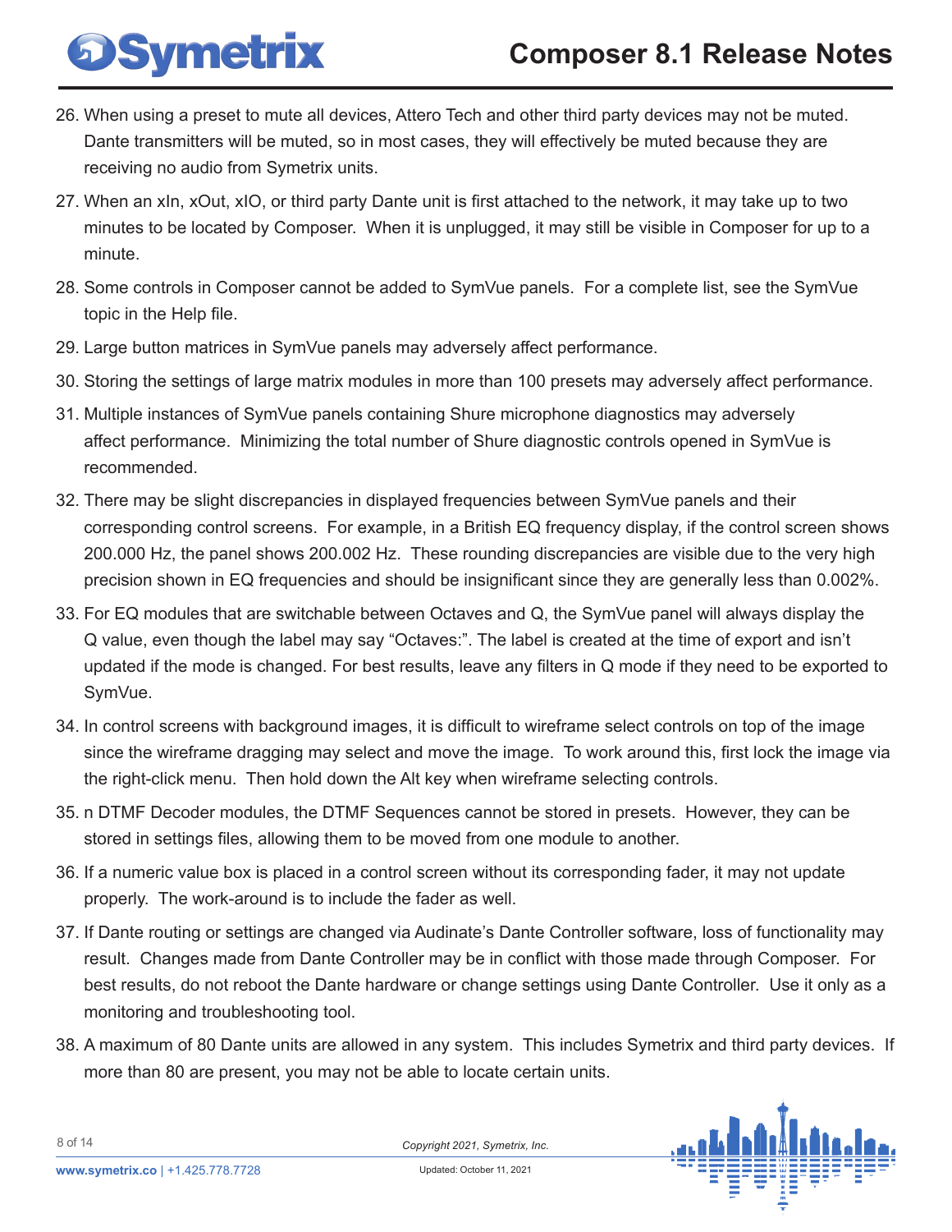26. When using a preset to mute all devices, Attero Tech and other third party devices may not be muted. Dante transmitters will be muted, so in most cases, they will effectively be muted because they are receiving no audio from Symetrix units.
27. When an xIn, xOut, xIO, or third party Dante unit is first attached to the network, it may take up to two minutes to be located by Composer. When it is unplugged, it may still be visible in Composer for up to a minute.
28. Some controls in Composer cannot be added to SymVue panels. For a complete list, see the SymVue topic in the Help file.
29. Large button matrices in SymVue panels may adversely affect performance.
30. Storing the settings of large matrix modules in more than 100 presets may adversely affect performance.
31. Multiple instances of SymVue panels containing Shure microphone diagnostics may adversely affect performance. Minimizing the total number of Shure diagnostic controls opened in SymVue is recommended.
32. There may be slight discrepancies in displayed frequencies between SymVue panels and their corresponding control screens. For example, in a British EQ frequency display, if the control screen shows 200.000 Hz, the panel shows 200.002 Hz. These rounding discrepancies are visible due to the very high precision shown in EQ frequencies and should be insignificant since they are generally less than 0.002%.
33. For EQ modules that are switchable between Octaves and Q, the SymVue panel will always display the Q value, even though the label may say "Octaves:". The label is created at the time of export and isn't updated if the mode is changed. For best results, leave any filters in Q mode if they need to be exported to SymVue.
34. In control screens with background images, it is difficult to wireframe select controls on top of the image since the wireframe dragging may select and move the image. To work around this, first lock the image via the right-click menu. Then hold down the Alt key when wireframe selecting controls.
35. n DTMF Decoder modules, the DTMF Sequences cannot be stored in presets. However, they can be stored in settings files, allowing them to be moved from one module to another.
36. If a numeric value box is placed in a control screen without its corresponding fader, it may not update properly. The work-around is to include the fader as well.
37. If Dante routing or settings are changed via Audinate's Dante Controller software, loss of functionality may result. Changes made from Dante Controller may be in conflict with those made through Composer. For best results, do not reboot the Dante hardware or change settings using Dante Controller. Use it only as a monitoring and troubleshooting tool.
38. A maximum of 80 Dante units are allowed in any system. This includes Symetrix and third party devices. If more than 80 are present, you may not be able to locate certain units.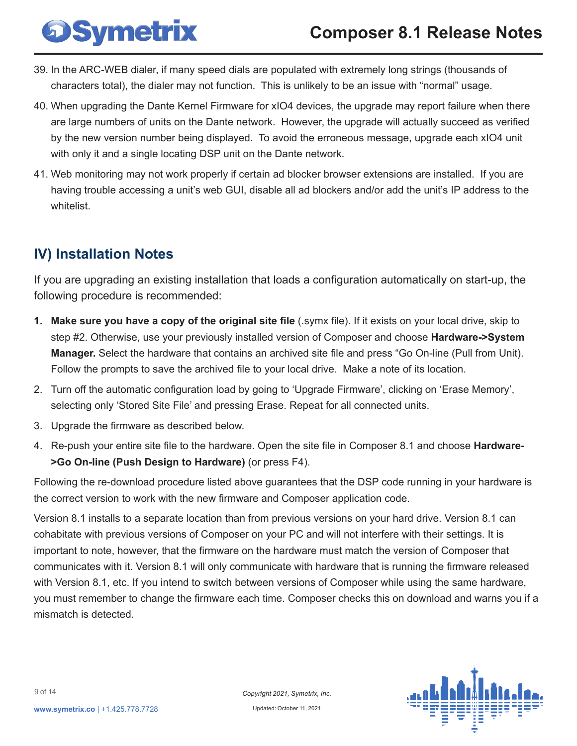39. In the ARC-WEB dialer, if many speed dials are populated with extremely long strings (thousands of characters total), the dialer may not function. This is unlikely to be an issue with "normal" usage.
40. When upgrading the Dante Kernel Firmware for xIO4 devices, the upgrade may report failure when there are large numbers of units on the Dante network. However, the upgrade will actually succeed as verified by the new version number being displayed. To avoid the erroneous message, upgrade each xIO4 unit with only it and a single locating DSP unit on the Dante network.
41. Web monitoring may not work properly if certain ad blocker browser extensions are installed. If you are having trouble accessing a unit's web GUI, disable all ad blockers and/or add the unit's IP address to the whitelist.

## IV) Installation Notes

If you are upgrading an existing installation that loads a configuration automatically on start-up, the following procedure is recommended:

1. **Make sure you have a copy of the original site file** (.symx file). If it exists on your local drive, skip to step #2. Otherwise, use your previously installed version of Composer and choose **Hardware->System Manager.** Select the hardware that contains an archived site file and press "Go On-line (Pull from Unit). Follow the prompts to save the archived file to your local drive. Make a note of its location.
2. Turn off the automatic configuration load by going to 'Upgrade Firmware', clicking on 'Erase Memory', selecting only 'Stored Site File' and pressing Erase. Repeat for all connected units.
3. Upgrade the firmware as described below.
4. Re-push your entire site file to the hardware. Open the site file in Composer 8.1 and choose **Hardware->Go On-line (Push Design to Hardware)** (or press F4).

Following the re-download procedure listed above guarantees that the DSP code running in your hardware is the correct version to work with the new firmware and Composer application code.

Version 8.1 installs to a separate location than from previous versions on your hard drive. Version 8.1 can cohabitate with previous versions of Composer on your PC and will not interfere with their settings. It is important to note, however, that the firmware on the hardware must match the version of Composer that communicates with it. Version 8.1 will only communicate with hardware that is running the firmware released with Version 8.1, etc. If you intend to switch between versions of Composer while using the same hardware, you must remember to change the firmware each time. Composer checks this on download and warns you if a mismatch is detected.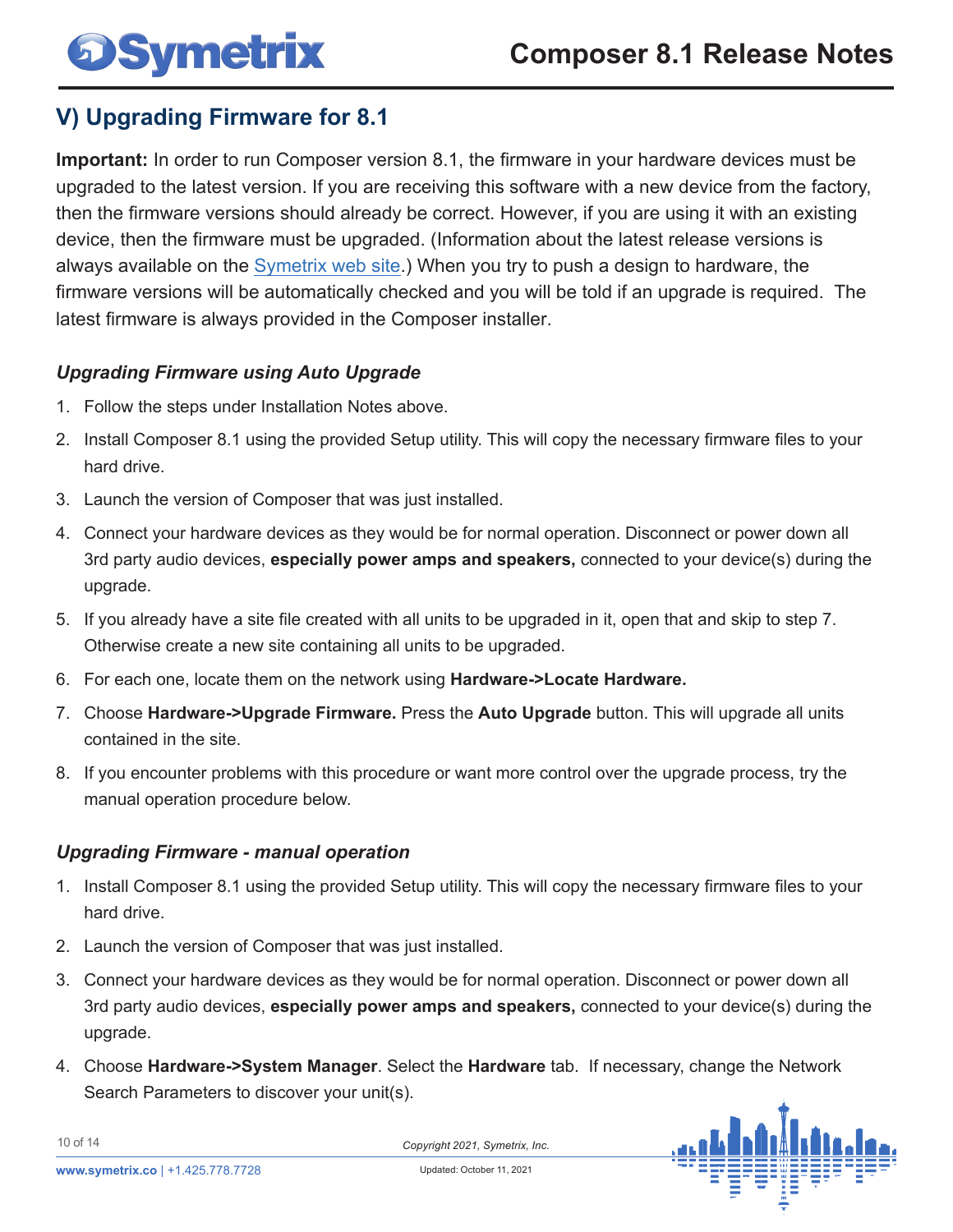## V) Upgrading Firmware for 8.1

**Important:** In order to run Composer version 8.1, the firmware in your hardware devices must be upgraded to the latest version. If you are receiving this software with a new device from the factory, then the firmware versions should already be correct. However, if you are using it with an existing device, then the firmware must be upgraded. (Information about the latest release versions is always available on the Symetrix web site.) When you try to push a design to hardware, the firmware versions will be automatically checked and you will be told if an upgrade is required. The latest firmware is always provided in the Composer installer.

### *Upgrading Firmware using Auto Upgrade*

1. Follow the steps under Installation Notes above.
2. Install Composer 8.1 using the provided Setup utility. This will copy the necessary firmware files to your hard drive.
3. Launch the version of Composer that was just installed.
4. Connect your hardware devices as they would be for normal operation. Disconnect or power down all 3rd party audio devices, **especially power amps and speakers,** connected to your device(s) during the upgrade.
5. If you already have a site file created with all units to be upgraded in it, open that and skip to step 7. Otherwise create a new site containing all units to be upgraded.
6. For each one, locate them on the network using **Hardware->Locate Hardware.**
7. Choose **Hardware->Upgrade Firmware.** Press the **Auto Upgrade** button. This will upgrade all units contained in the site.
8. If you encounter problems with this procedure or want more control over the upgrade process, try the manual operation procedure below.

### *Upgrading Firmware - manual operation*

1. Install Composer 8.1 using the provided Setup utility. This will copy the necessary firmware files to your hard drive.
2. Launch the version of Composer that was just installed.
3. Connect your hardware devices as they would be for normal operation. Disconnect or power down all 3rd party audio devices, **especially power amps and speakers,** connected to your device(s) during the upgrade.
4. Choose **Hardware->System Manager**. Select the **Hardware** tab. If necessary, change the Network Search Parameters to discover your unit(s).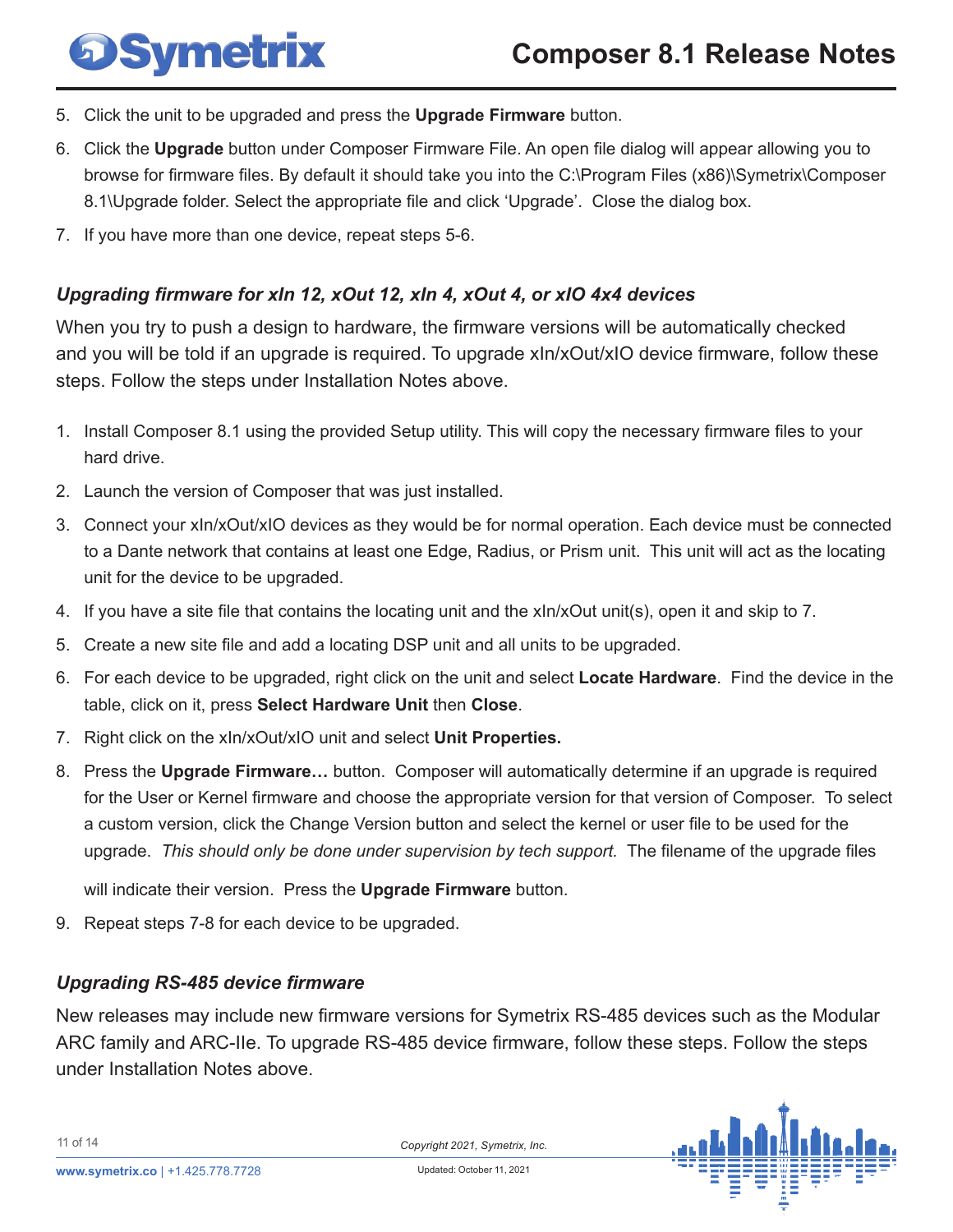5. Click the unit to be upgraded and press the **Upgrade Firmware** button.
6. Click the **Upgrade** button under Composer Firmware File. An open file dialog will appear allowing you to browse for firmware files. By default it should take you into the C:\Program Files (x86)\Symetrix\Composer 8.1\Upgrade folder. Select the appropriate file and click 'Upgrade'. Close the dialog box.
7. If you have more than one device, repeat steps 5-6.

### *Upgrading firmware for xIn 12, xOut 12, xIn 4, xOut 4, or xIO 4x4 devices*

When you try to push a design to hardware, the firmware versions will be automatically checked and you will be told if an upgrade is required. To upgrade xIn/xOut/xIO device firmware, follow these steps. Follow the steps under Installation Notes above.

1. Install Composer 8.1 using the provided Setup utility. This will copy the necessary firmware files to your hard drive.
2. Launch the version of Composer that was just installed.
3. Connect your xIn/xOut/xIO devices as they would be for normal operation. Each device must be connected to a Dante network that contains at least one Edge, Radius, or Prism unit. This unit will act as the locating unit for the device to be upgraded.
4. If you have a site file that contains the locating unit and the xIn/xOut unit(s), open it and skip to 7.
5. Create a new site file and add a locating DSP unit and all units to be upgraded.
6. For each device to be upgraded, right click on the unit and select **Locate Hardware**. Find the device in the table, click on it, press **Select Hardware Unit** then **Close**.
7. Right click on the xIn/xOut/xIO unit and select **Unit Properties.**
8. Press the **Upgrade Firmware…** button. Composer will automatically determine if an upgrade is required for the User or Kernel firmware and choose the appropriate version for that version of Composer. To select a custom version, click the Change Version button and select the kernel or user file to be used for the upgrade. *This should only be done under supervision by tech support.* The filename of the upgrade files will indicate their version. Press the **Upgrade Firmware** button.
9. Repeat steps 7-8 for each device to be upgraded.

### *Upgrading RS-485 device firmware*

New releases may include new firmware versions for Symetrix RS-485 devices such as the Modular ARC family and ARC-IIe. To upgrade RS-485 device firmware, follow these steps. Follow the steps under Installation Notes above.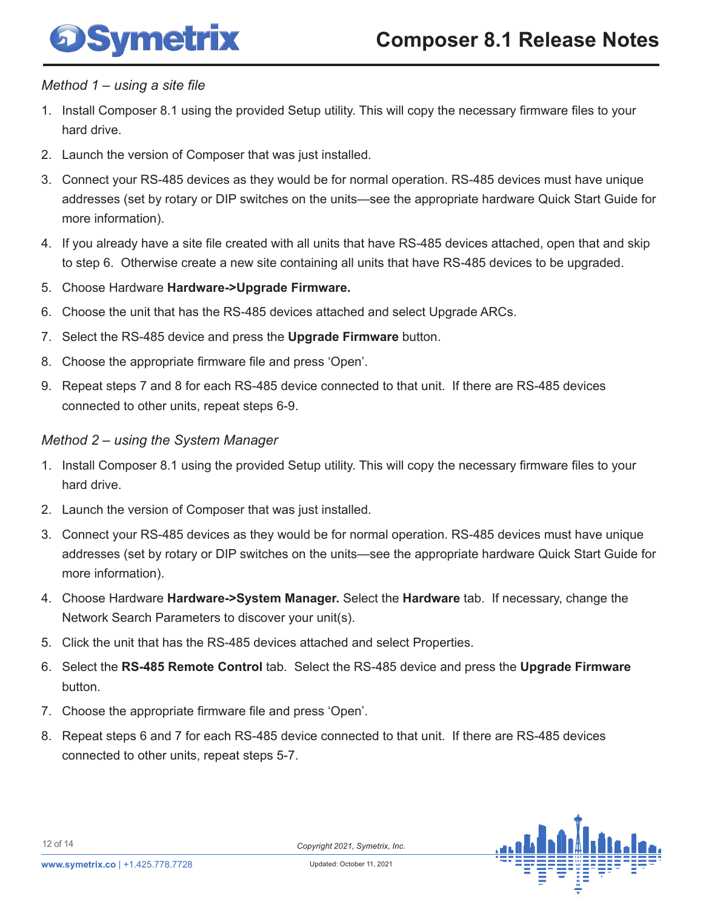*Method 1 – using a site file*

1. Install Composer 8.1 using the provided Setup utility. This will copy the necessary firmware files to your hard drive.
2. Launch the version of Composer that was just installed.
3. Connect your RS-485 devices as they would be for normal operation. RS-485 devices must have unique addresses (set by rotary or DIP switches on the units—see the appropriate hardware Quick Start Guide for more information).
4. If you already have a site file created with all units that have RS-485 devices attached, open that and skip to step 6. Otherwise create a new site containing all units that have RS-485 devices to be upgraded.
5. Choose Hardware **Hardware->Upgrade Firmware.**
6. Choose the unit that has the RS-485 devices attached and select Upgrade ARCs.
7. Select the RS-485 device and press the **Upgrade Firmware** button.
8. Choose the appropriate firmware file and press 'Open'.
9. Repeat steps 7 and 8 for each RS-485 device connected to that unit. If there are RS-485 devices connected to other units, repeat steps 6-9.

*Method 2 – using the System Manager*

1. Install Composer 8.1 using the provided Setup utility. This will copy the necessary firmware files to your hard drive.
2. Launch the version of Composer that was just installed.
3. Connect your RS-485 devices as they would be for normal operation. RS-485 devices must have unique addresses (set by rotary or DIP switches on the units—see the appropriate hardware Quick Start Guide for more information).
4. Choose Hardware **Hardware->System Manager.** Select the **Hardware** tab. If necessary, change the Network Search Parameters to discover your unit(s).
5. Click the unit that has the RS-485 devices attached and select Properties.
6. Select the **RS-485 Remote Control** tab. Select the RS-485 device and press the **Upgrade Firmware** button.
7. Choose the appropriate firmware file and press 'Open'.
8. Repeat steps 6 and 7 for each RS-485 device connected to that unit. If there are RS-485 devices connected to other units, repeat steps 5-7.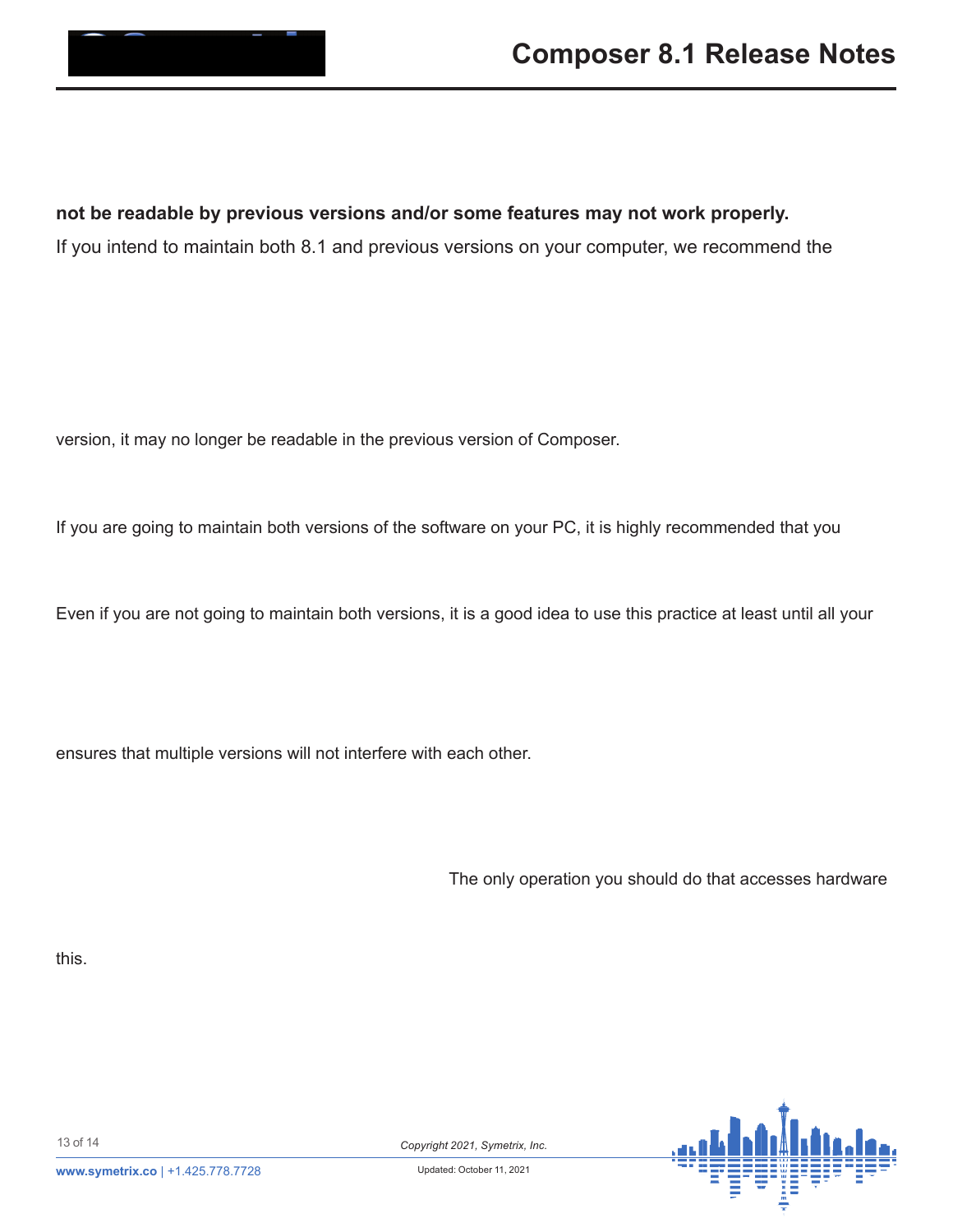**not be readable by previous versions and/or some features may not work properly.**

If you intend to maintain both 8.1 and previous versions on your computer, we recommend the

version, it may no longer be readable in the previous version of Composer.

If you are going to maintain both versions of the software on your PC, it is highly recommended that you

Even if you are not going to maintain both versions, it is a good idea to use this practice at least until all your

ensures that multiple versions will not interfere with each other.

The only operation you should do that accesses hardware

this.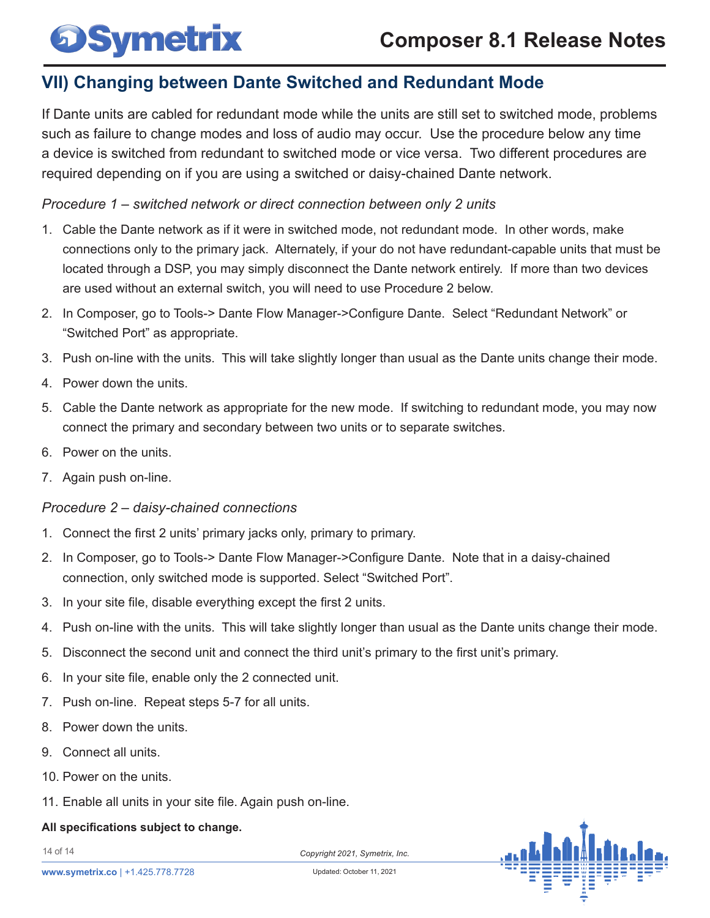## VII) Changing between Dante Switched and Redundant Mode

If Dante units are cabled for redundant mode while the units are still set to switched mode, problems such as failure to change modes and loss of audio may occur. Use the procedure below any time a device is switched from redundant to switched mode or vice versa. Two different procedures are required depending on if you are using a switched or daisy-chained Dante network.

*Procedure 1 – switched network or direct connection between only 2 units*

1. Cable the Dante network as if it were in switched mode, not redundant mode. In other words, make connections only to the primary jack. Alternately, if your do not have redundant-capable units that must be located through a DSP, you may simply disconnect the Dante network entirely. If more than two devices are used without an external switch, you will need to use Procedure 2 below.
2. In Composer, go to Tools-> Dante Flow Manager->Configure Dante. Select "Redundant Network" or "Switched Port" as appropriate.
3. Push on-line with the units. This will take slightly longer than usual as the Dante units change their mode.
4. Power down the units.
5. Cable the Dante network as appropriate for the new mode. If switching to redundant mode, you may now connect the primary and secondary between two units or to separate switches.
6. Power on the units.
7. Again push on-line.

*Procedure 2 – daisy-chained connections*

1. Connect the first 2 units' primary jacks only, primary to primary.
2. In Composer, go to Tools-> Dante Flow Manager->Configure Dante. Note that in a daisy-chained connection, only switched mode is supported. Select "Switched Port".
3. In your site file, disable everything except the first 2 units.
4. Push on-line with the units. This will take slightly longer than usual as the Dante units change their mode.
5. Disconnect the second unit and connect the third unit's primary to the first unit's primary.
6. In your site file, enable only the 2 connected unit.
7. Push on-line. Repeat steps 5-7 for all units.
8. Power down the units.
9. Connect all units.
10. Power on the units.
11. Enable all units in your site file. Again push on-line.

**All specifications subject to change.**

*Copyright 2021, Symetrix, Inc.*

Updated: October 11, 2021